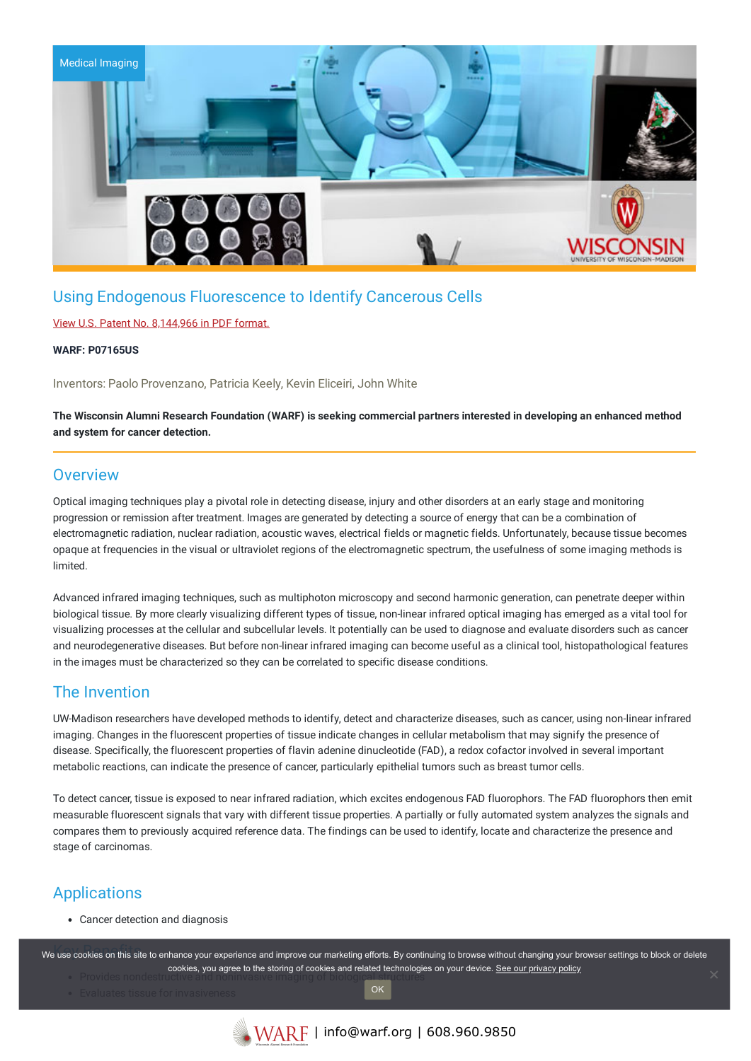Medical Imaging

# Using Endogenous Fluorescence to Identify Cancerous Cells

View U.S. Patent No. 8,144,966 in PDF format.

**WARF: P07165US**

Inventors: Paolo Provenzano, Patricia Keely, Kevin Eliceiri, John White

**The Wisconsin Alumni Research Foundation (WARF) is seeking commercial partners interested in developing an enhanced method and system for cancer detection.**

## Overview

Optical imaging techniques play a pivotal role in detecting disease, injury and other disorders at an early stage and monitoring progression or remission after treatment. Images are generated by detecting a source of energy that can be a combination of electromagnetic radiation, nuclear radiation, acoustic waves, electrical fields or magnetic fields. Unfortunately, because tissue becomes opaque at frequencies in the visual or ultraviolet regions of the electromagnetic spectrum, the usefulness of some imaging methods is limited.

Advanced infrared imaging techniques, such as multiphoton microscopy and second harmonic generation, can penetrate deeper within biological tissue. By more clearly visualizing different types of tissue, non-linear infrared optical imaging has emerged as a vital tool for visualizing processes at the cellular and subcellular levels. It potentially can be used to diagnose and evaluate disorders such as cancer and neurodegenerative diseases. But before non-linear infrared imaging can become useful as a clinical tool, histopathological features in the images must be characterized so they can be correlated to specific disease conditions.

## The Invention

UW-Madison researchers have developed methods to identify, detect and characterize diseases, such as cancer, using non-linear infrared imaging. Changes in the fluorescent properties of tissue indicate changes in cellular metabolism that may signify the presence of disease. Specifically, the fluorescent properties of flavin adenine dinucleotide (FAD), a redox cofactor involved in several important metabolic reactions, can indicate the presence of cancer, particularly epithelial tumors such as breast tumor cells.

To detect cancer, tissue is exposed to near infrared radiation, which excites endogenous FAD fluorophors. The FAD fluorophors then emit measurable fluorescent signals that vary with different tissue properties. A partially or fully automated system analyzes the signals and compares them to previously acquired reference data. The findings can be used to identify, locate and characterize the presence and stage of carcinomas.

## Applications

- Cancer detection and diagnosis

## Key Benefits

- Provides nondestructive and noninvasive imaging of biological structures
- Evaluates tissue for invasiveness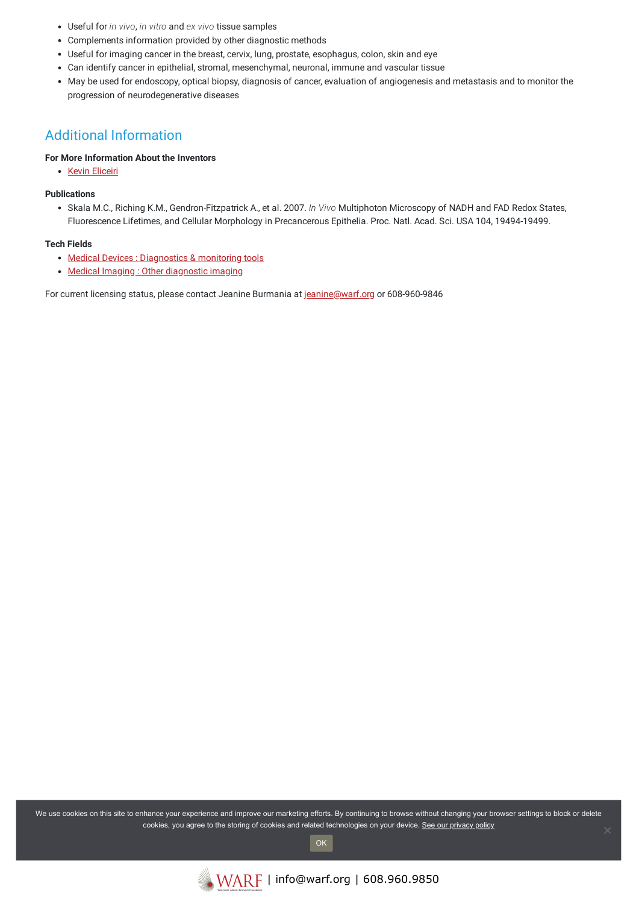- Useful for *in vivo*, *in vitro* and *ex vivo* tissue samples
- Complements information provided by other diagnostic methods
- Useful for imaging cancer in the breast, cervix, lung, prostate, esophagus, colon, skin and eye
- Can identify cancer in epithelial, stromal, mesenchymal, neuronal, immune and vascular tissue
- May be used for endoscopy, optical biopsy, diagnosis of cancer, evaluation of angiogenesis and metastasis and to monitor the progression of neurodegenerative diseases

## Additional Information

**For More Information About the Inventors**

- Kevin Eliceiri

**Publications**

- Skala M.C., Riching K.M., Gendron-Fitzpatrick A., et al. 2007. *In Vivo* Multiphoton Microscopy of NADH and FAD Redox States, Fluorescence Lifetimes, and Cellular Morphology in Precancerous Epithelia. Proc. Natl. Acad. Sci. USA 104, 19494-19499.

**Tech Fields**

- Medical Devices : Diagnostics & monitoring tools
- Medical Imaging : Other diagnostic imaging

For current licensing status, please contact Jeanine Burmania at jeanine@warf.org or 608-960-9846